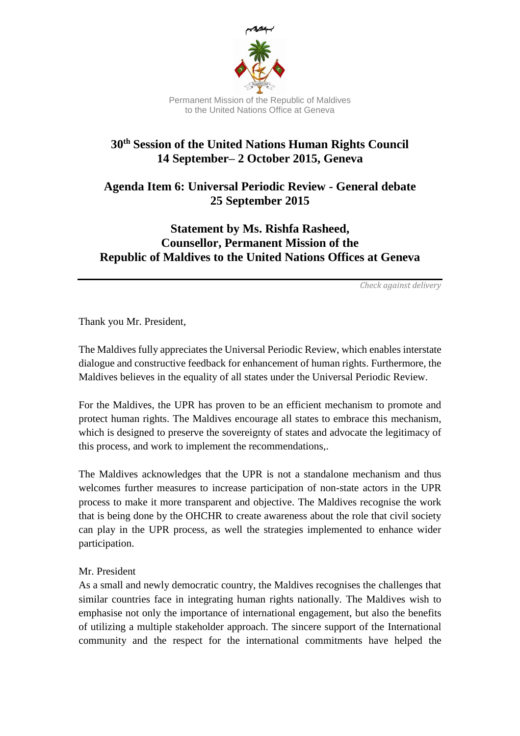بسم الله الرحمن الرحيم

Permanent Mission of the Republic of Maldives
to the United Nations Office at Geneva

# 30th Session of the United Nations Human Rights Council
# 14 September– 2 October 2015, Geneva

## Agenda Item 6: Universal Periodic Review - General debate
## 25 September 2015

## Statement by Ms. Rishfa Rasheed, Counsellor, Permanent Mission of the Republic of Maldives to the United Nations Offices at Geneva

---

*Check against delivery*

Thank you Mr. President,

The Maldives fully appreciates the Universal Periodic Review, which enables interstate dialogue and constructive feedback for enhancement of human rights. Furthermore, the Maldives believes in the equality of all states under the Universal Periodic Review.

For the Maldives, the UPR has proven to be an efficient mechanism to promote and protect human rights. The Maldives encourage all states to embrace this mechanism, which is designed to preserve the sovereignty of states and advocate the legitimacy of this process, and work to implement the recommendations,.

The Maldives acknowledges that the UPR is not a standalone mechanism and thus welcomes further measures to increase participation of non-state actors in the UPR process to make it more transparent and objective. The Maldives recognise the work that is being done by the OHCHR to create awareness about the role that civil society can play in the UPR process, as well the strategies implemented to enhance wider participation.

Mr. President

As a small and newly democratic country, the Maldives recognises the challenges that similar countries face in integrating human rights nationally. The Maldives wish to emphasise not only the importance of international engagement, but also the benefits of utilizing a multiple stakeholder approach. The sincere support of the International community and the respect for the international commitments have helped the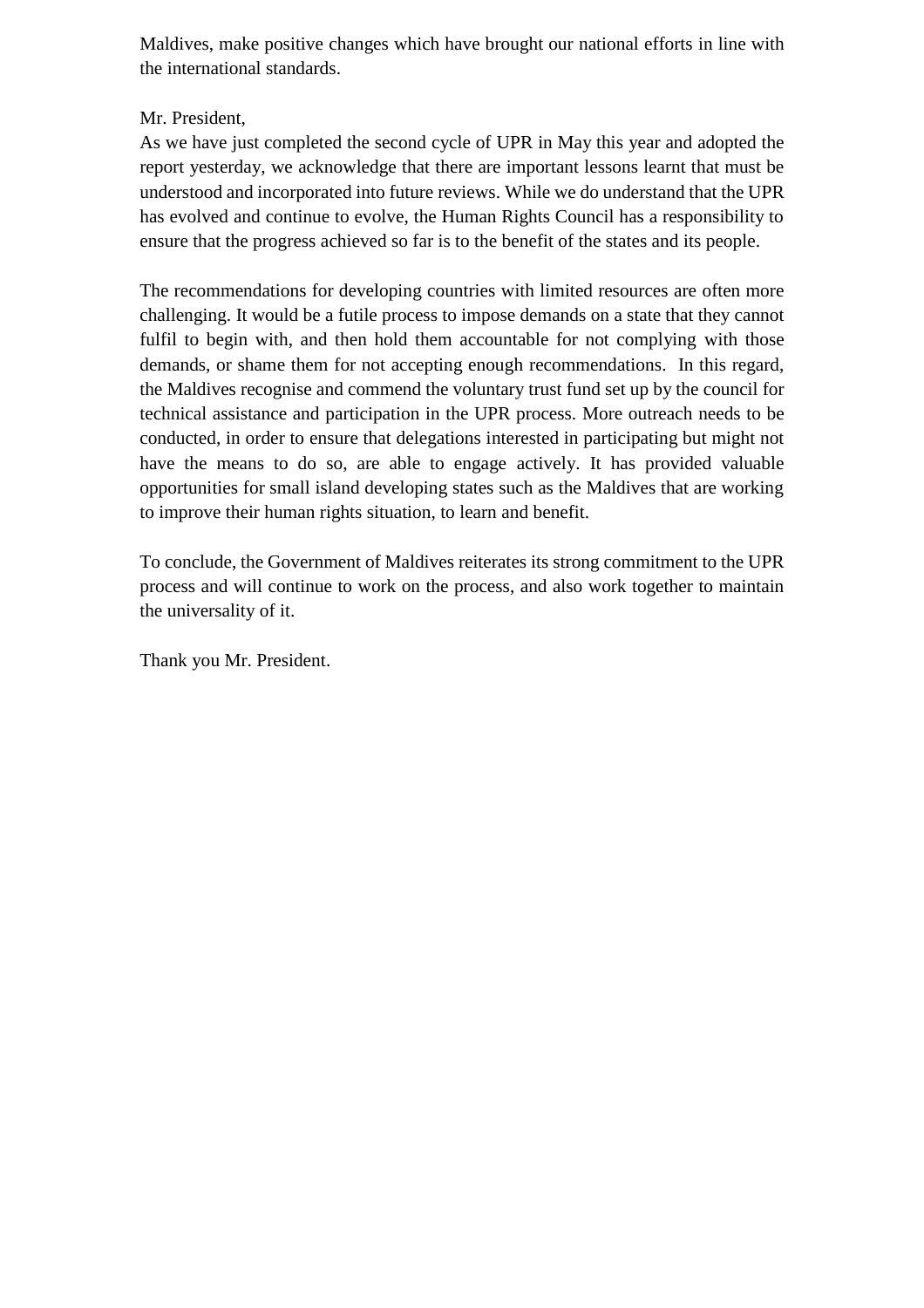Maldives, make positive changes which have brought our national efforts in line with the international standards.

Mr. President,
As we have just completed the second cycle of UPR in May this year and adopted the report yesterday, we acknowledge that there are important lessons learnt that must be understood and incorporated into future reviews. While we do understand that the UPR has evolved and continue to evolve, the Human Rights Council has a responsibility to ensure that the progress achieved so far is to the benefit of the states and its people.

The recommendations for developing countries with limited resources are often more challenging. It would be a futile process to impose demands on a state that they cannot fulfil to begin with, and then hold them accountable for not complying with those demands, or shame them for not accepting enough recommendations. In this regard, the Maldives recognise and commend the voluntary trust fund set up by the council for technical assistance and participation in the UPR process. More outreach needs to be conducted, in order to ensure that delegations interested in participating but might not have the means to do so, are able to engage actively. It has provided valuable opportunities for small island developing states such as the Maldives that are working to improve their human rights situation, to learn and benefit.

To conclude, the Government of Maldives reiterates its strong commitment to the UPR process and will continue to work on the process, and also work together to maintain the universality of it.

Thank you Mr. President.